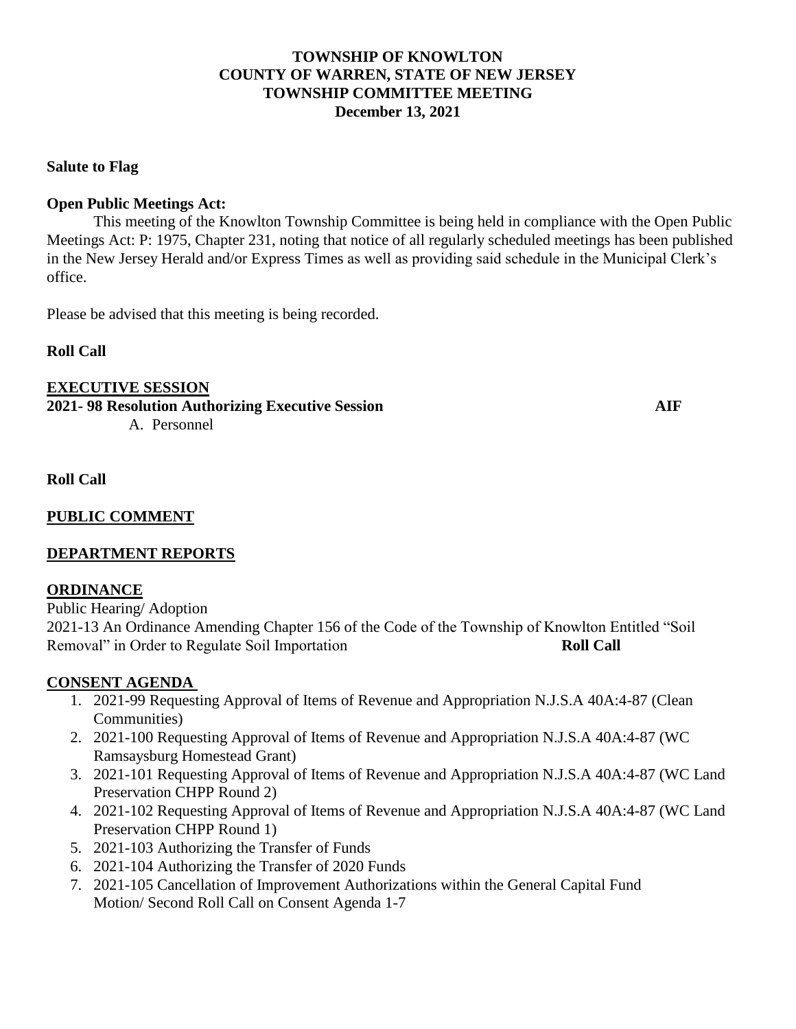# TOWNSHIP OF KNOWLTON
## COUNTY OF WARREN, STATE OF NEW JERSEY
## TOWNSHIP COMMITTEE MEETING
## December 13, 2021

**Salute to Flag**

**Open Public Meetings Act:**

This meeting of the Knowlton Township Committee is being held in compliance with the Open Public Meetings Act: P: 1975, Chapter 231, noting that notice of all regularly scheduled meetings has been published in the New Jersey Herald and/or Express Times as well as providing said schedule in the Municipal Clerk's office.

Please be advised that this meeting is being recorded.

**Roll Call**

**EXECUTIVE SESSION**

**2021- 98 Resolution Authorizing Executive Session** **AIF**

A. Personnel

**Roll Call**

**PUBLIC COMMENT**

**DEPARTMENT REPORTS**

**ORDINANCE**

Public Hearing/ Adoption

2021-13 An Ordinance Amending Chapter 156 of the Code of the Township of Knowlton Entitled "Soil Removal" in Order to Regulate Soil Importation **Roll Call**

**CONSENT AGENDA**

1. 2021-99 Requesting Approval of Items of Revenue and Appropriation N.J.S.A 40A:4-87 (Clean Communities)
2. 2021-100 Requesting Approval of Items of Revenue and Appropriation N.J.S.A 40A:4-87 (WC Ramsaysburg Homestead Grant)
3. 2021-101 Requesting Approval of Items of Revenue and Appropriation N.J.S.A 40A:4-87 (WC Land Preservation CHPP Round 2)
4. 2021-102 Requesting Approval of Items of Revenue and Appropriation N.J.S.A 40A:4-87 (WC Land Preservation CHPP Round 1)
5. 2021-103 Authorizing the Transfer of Funds
6. 2021-104 Authorizing the Transfer of 2020 Funds
7. 2021-105 Cancellation of Improvement Authorizations within the General Capital Fund

Motion/ Second Roll Call on Consent Agenda 1-7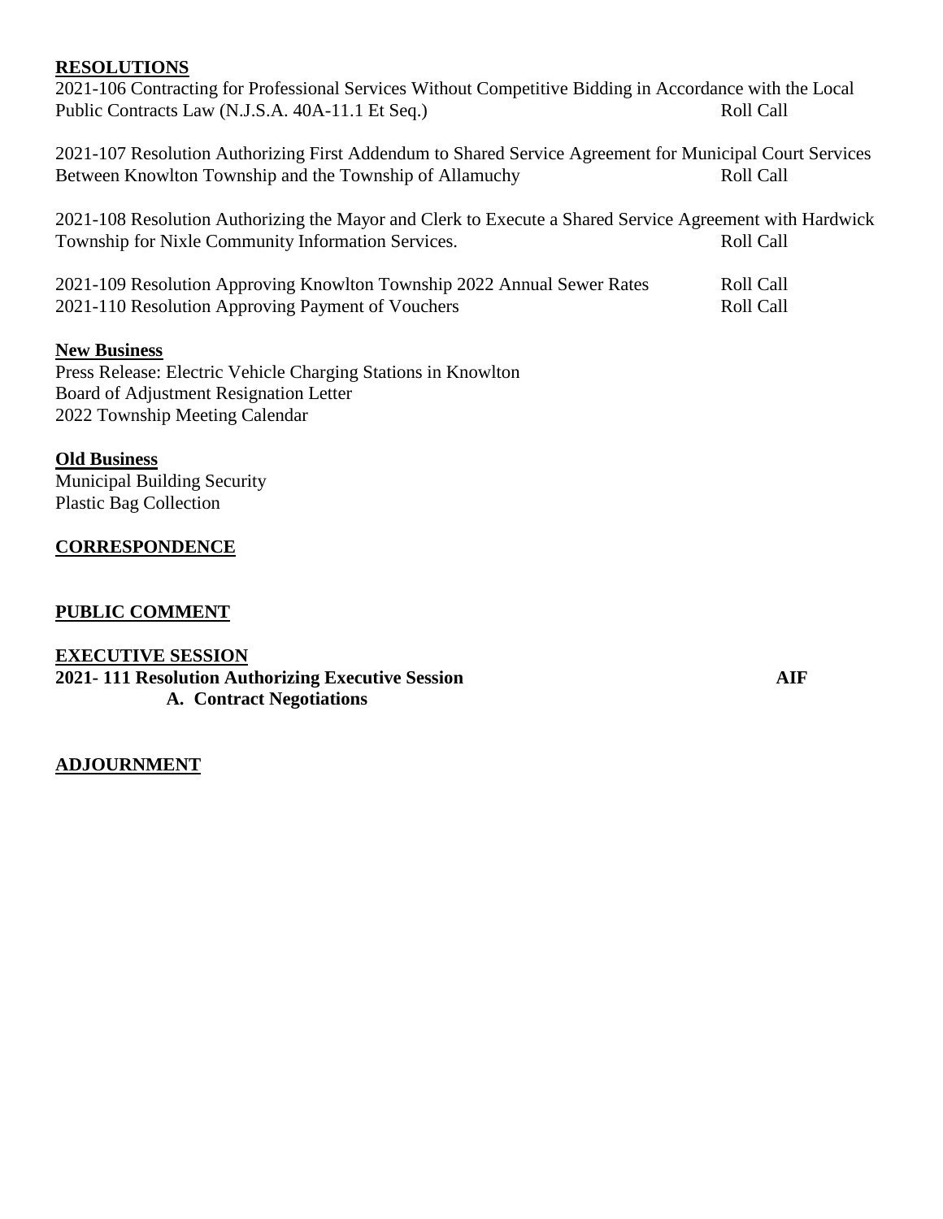**RESOLUTIONS**

2021-106 Contracting for Professional Services Without Competitive Bidding in Accordance with the Local Public Contracts Law (N.J.S.A. 40A-11.1 Et Seq.) Roll Call

2021-107 Resolution Authorizing First Addendum to Shared Service Agreement for Municipal Court Services Between Knowlton Township and the Township of Allamuchy Roll Call

2021-108 Resolution Authorizing the Mayor and Clerk to Execute a Shared Service Agreement with Hardwick Township for Nixle Community Information Services. Roll Call

2021-109 Resolution Approving Knowlton Township 2022 Annual Sewer Rates Roll Call
2021-110 Resolution Approving Payment of Vouchers Roll Call

**New Business**

Press Release: Electric Vehicle Charging Stations in Knowlton
Board of Adjustment Resignation Letter
2022 Township Meeting Calendar

**Old Business**

Municipal Building Security
Plastic Bag Collection

**CORRESPONDENCE**

**PUBLIC COMMENT**

**EXECUTIVE SESSION**

**2021- 111 Resolution Authorizing Executive Session AIF**

**A. Contract Negotiations**

**ADJOURNMENT**